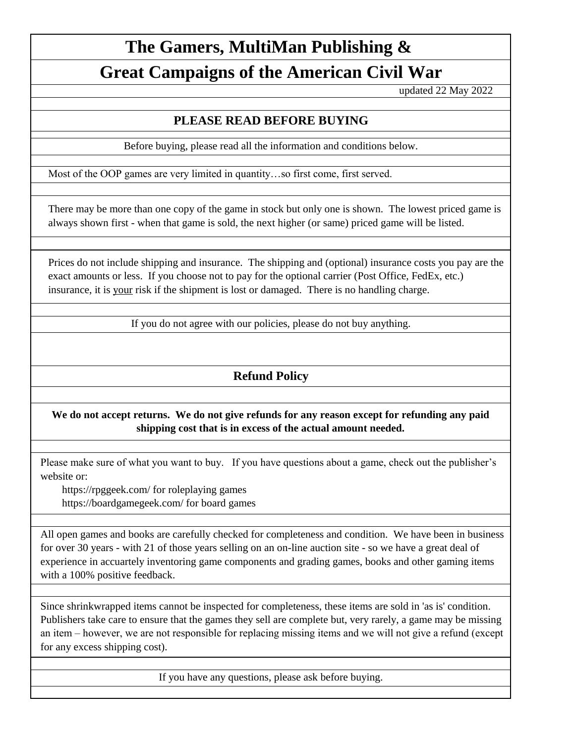# The Gamers, MultiMan Publishing &

# Great Campaigns of the American Civil War

updated 22 May 2022

## PLEASE READ BEFORE BUYING

Before buying, please read all the information and conditions below.

Most of the OOP games are very limited in quantity…so first come, first served.

There may be more than one copy of the game in stock but only one is shown. The lowest priced game is always shown first - when that game is sold, the next higher (or same) priced game will be listed.

Prices do not include shipping and insurance. The shipping and (optional) insurance costs you pay are the exact amounts or less. If you choose not to pay for the optional carrier (Post Office, FedEx, etc.) insurance, it is your risk if the shipment is lost or damaged. There is no handling charge.

If you do not agree with our policies, please do not buy anything.

## Refund Policy

**We do not accept returns. We do not give refunds for any reason except for refunding any paid shipping cost that is in excess of the actual amount needed.**

Please make sure of what you want to buy. If you have questions about a game, check out the publisher's website or:

https://rpggeek.com/ for roleplaying games
https://boardgamegeek.com/ for board games

All open games and books are carefully checked for completeness and condition. We have been in business for over 30 years - with 21 of those years selling on an on-line auction site - so we have a great deal of experience in accuartely inventoring game components and grading games, books and other gaming items with a 100% positive feedback.

Since shrinkwrapped items cannot be inspected for completeness, these items are sold in 'as is' condition. Publishers take care to ensure that the games they sell are complete but, very rarely, a game may be missing an item – however, we are not responsible for replacing missing items and we will not give a refund (except for any excess shipping cost).

If you have any questions, please ask before buying.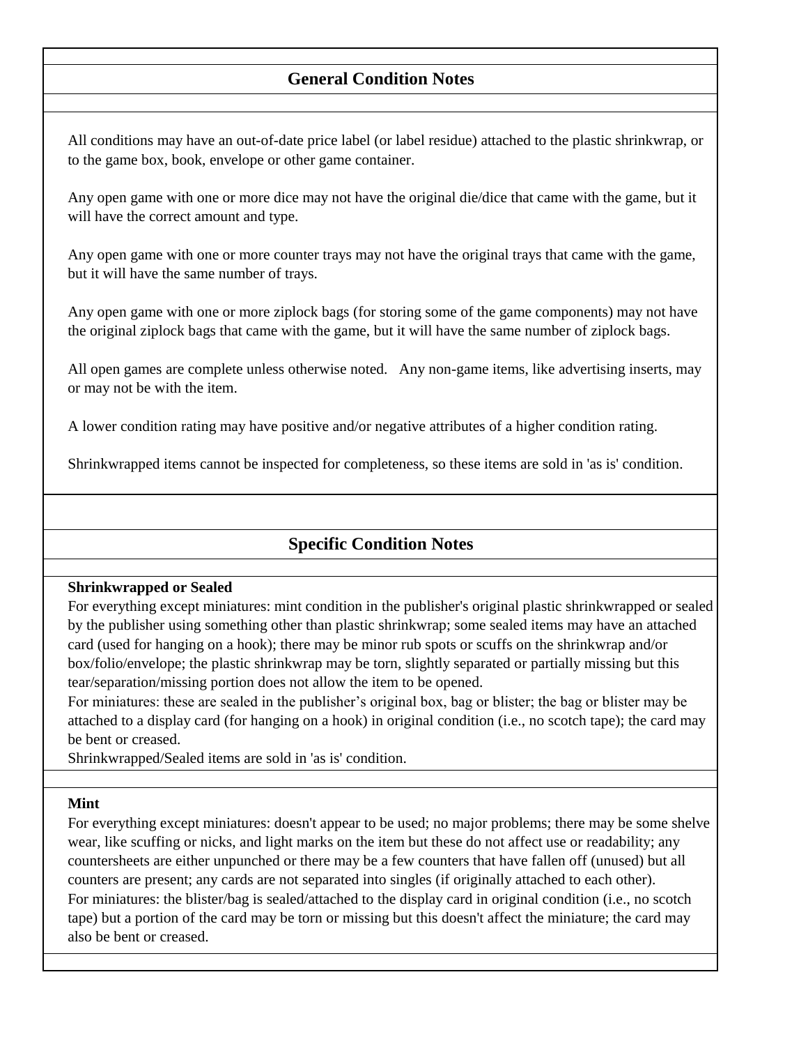## General Condition Notes

All conditions may have an out-of-date price label (or label residue) attached to the plastic shrinkwrap, or to the game box, book, envelope or other game container.

Any open game with one or more dice may not have the original die/dice that came with the game, but it will have the correct amount and type.

Any open game with one or more counter trays may not have the original trays that came with the game, but it will have the same number of trays.

Any open game with one or more ziplock bags (for storing some of the game components) may not have the original ziplock bags that came with the game, but it will have the same number of ziplock bags.

All open games are complete unless otherwise noted. Any non-game items, like advertising inserts, may or may not be with the item.

A lower condition rating may have positive and/or negative attributes of a higher condition rating.

Shrinkwrapped items cannot be inspected for completeness, so these items are sold in 'as is' condition.

## Specific Condition Notes

**Shrinkwrapped or Sealed**

For everything except miniatures: mint condition in the publisher's original plastic shrinkwrapped or sealed by the publisher using something other than plastic shrinkwrap; some sealed items may have an attached card (used for hanging on a hook); there may be minor rub spots or scuffs on the shrinkwrap and/or box/folio/envelope; the plastic shrinkwrap may be torn, slightly separated or partially missing but this tear/separation/missing portion does not allow the item to be opened.

For miniatures: these are sealed in the publisher's original box, bag or blister; the bag or blister may be attached to a display card (for hanging on a hook) in original condition (i.e., no scotch tape); the card may be bent or creased.

Shrinkwrapped/Sealed items are sold in 'as is' condition.

**Mint**

For everything except miniatures: doesn't appear to be used; no major problems; there may be some shelve wear, like scuffing or nicks, and light marks on the item but these do not affect use or readability; any countersheets are either unpunched or there may be a few counters that have fallen off (unused) but all counters are present; any cards are not separated into singles (if originally attached to each other).

For miniatures: the blister/bag is sealed/attached to the display card in original condition (i.e., no scotch tape) but a portion of the card may be torn or missing but this doesn't affect the miniature; the card may also be bent or creased.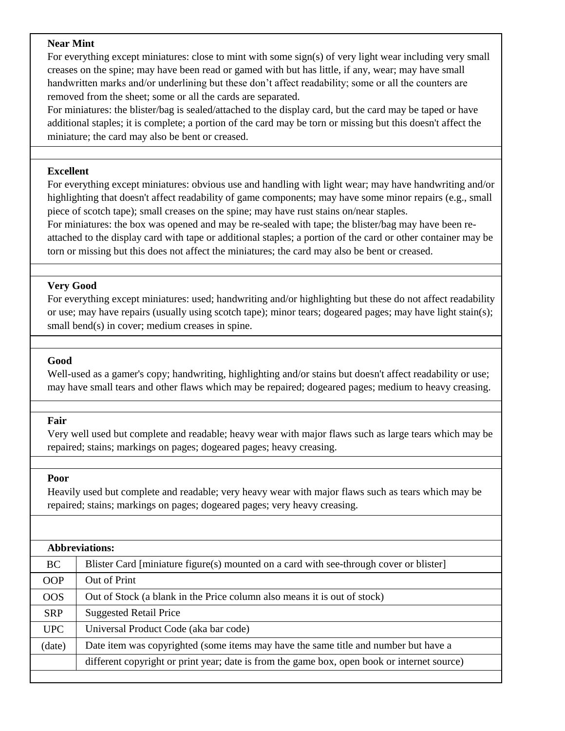**Near Mint**

For everything except miniatures: close to mint with some sign(s) of very light wear including very small creases on the spine; may have been read or gamed with but has little, if any, wear; may have small handwritten marks and/or underlining but these don't affect readability; some or all the counters are removed from the sheet; some or all the cards are separated.

For miniatures: the blister/bag is sealed/attached to the display card, but the card may be taped or have additional staples; it is complete; a portion of the card may be torn or missing but this doesn't affect the miniature; the card may also be bent or creased.

**Excellent**

For everything except miniatures: obvious use and handling with light wear; may have handwriting and/or highlighting that doesn't affect readability of game components; may have some minor repairs (e.g., small piece of scotch tape); small creases on the spine; may have rust stains on/near staples.

For miniatures: the box was opened and may be re-sealed with tape; the blister/bag may have been re-attached to the display card with tape or additional staples; a portion of the card or other container may be torn or missing but this does not affect the miniatures; the card may also be bent or creased.

**Very Good**

For everything except miniatures: used; handwriting and/or highlighting but these do not affect readability or use; may have repairs (usually using scotch tape); minor tears; dogeared pages; may have light stain(s); small bend(s) in cover; medium creases in spine.

**Good**

Well-used as a gamer's copy; handwriting, highlighting and/or stains but doesn't affect readability or use; may have small tears and other flaws which may be repaired; dogeared pages; medium to heavy creasing.

**Fair**

Very well used but complete and readable; heavy wear with major flaws such as large tears which may be repaired; stains; markings on pages; dogeared pages; heavy creasing.

**Poor**

Heavily used but complete and readable; very heavy wear with major flaws such as tears which may be repaired; stains; markings on pages; dogeared pages; very heavy creasing.

**Abbreviations:**

| | |
|---|---|
| BC | Blister Card [miniature figure(s) mounted on a card with see-through cover or blister] |
| OOP | Out of Print |
| OOS | Out of Stock (a blank in the Price column also means it is out of stock) |
| SRP | Suggested Retail Price |
| UPC | Universal Product Code (aka bar code) |
| (date) | Date item was copyrighted (some items may have the same title and number but have a different copyright or print year; date is from the game box, open book or internet source) |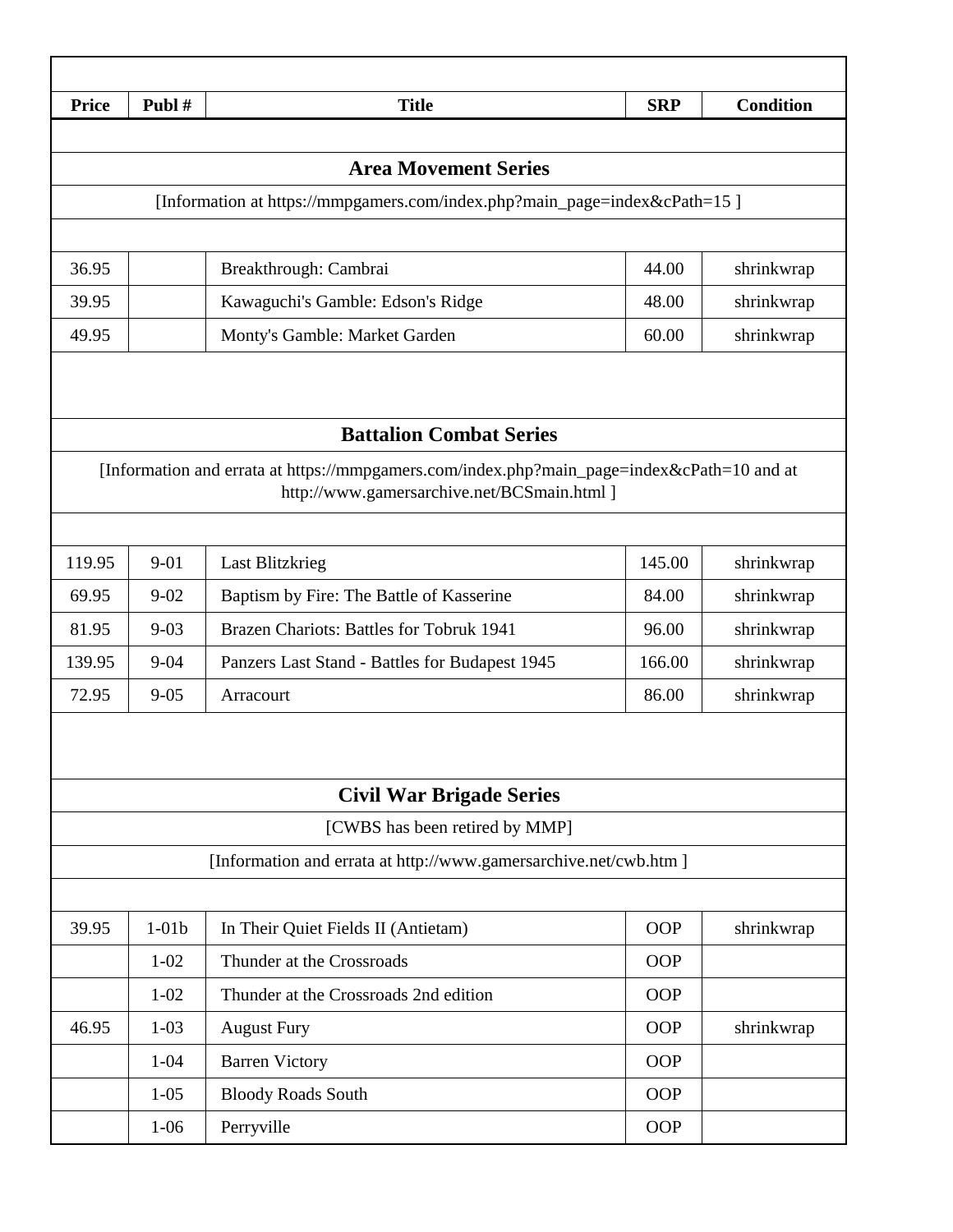| Price | Publ # | Title | SRP | Condition |
|---|---|---|---|---|
| | | **Area Movement Series** | | |
| | | [Information at https://mmpgamers.com/index.php?main_page=index&cPath=15 ] | | |
| 36.95 | | Breakthrough: Cambrai | 44.00 | shrinkwrap |
| 39.95 | | Kawaguchi's Gamble: Edson's Ridge | 48.00 | shrinkwrap |
| 49.95 | | Monty's Gamble: Market Garden | 60.00 | shrinkwrap |
| | | **Battalion Combat Series** | | |
| | | [Information and errata at https://mmpgamers.com/index.php?main_page=index&cPath=10 and at http://www.gamersarchive.net/BCSmain.html ] | | |
| 119.95 | 9-01 | Last Blitzkrieg | 145.00 | shrinkwrap |
| 69.95 | 9-02 | Baptism by Fire: The Battle of Kasserine | 84.00 | shrinkwrap |
| 81.95 | 9-03 | Brazen Chariots: Battles for Tobruk 1941 | 96.00 | shrinkwrap |
| 139.95 | 9-04 | Panzers Last Stand - Battles for Budapest 1945 | 166.00 | shrinkwrap |
| 72.95 | 9-05 | Arracourt | 86.00 | shrinkwrap |
| | | **Civil War Brigade Series** | | |
| | | [CWBS has been retired by MMP] | | |
| | | [Information and errata at http://www.gamersarchive.net/cwb.htm ] | | |
| 39.95 | 1-01b | In Their Quiet Fields II (Antietam) | OOP | shrinkwrap |
| | 1-02 | Thunder at the Crossroads | OOP | |
| | 1-02 | Thunder at the Crossroads 2nd edition | OOP | |
| 46.95 | 1-03 | August Fury | OOP | shrinkwrap |
| | 1-04 | Barren Victory | OOP | |
| | 1-05 | Bloody Roads South | OOP | |
| | 1-06 | Perryville | OOP | |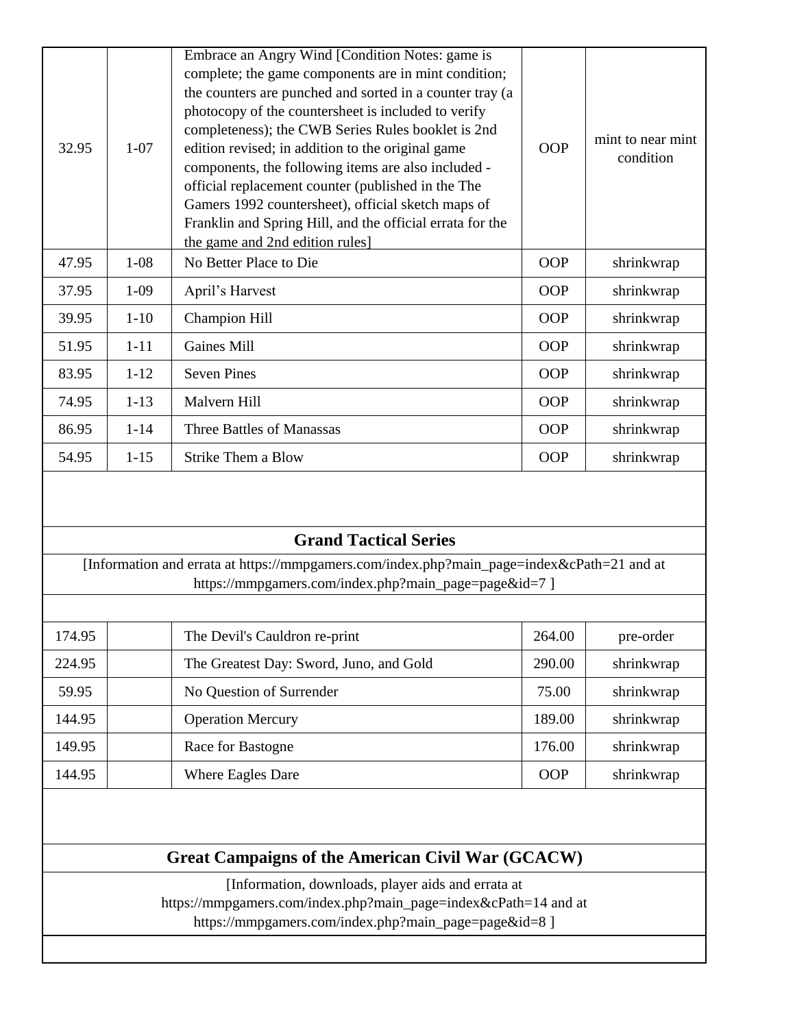| | | | | |
|---|---|---|---|---|
| 32.95 | 1-07 | Embrace an Angry Wind [Condition Notes: game is complete; the game components are in mint condition; the counters are punched and sorted in a counter tray (a photocopy of the countersheet is included to verify completeness); the CWB Series Rules booklet is 2nd edition revised; in addition to the original game components, the following items are also included - official replacement counter (published in the The Gamers 1992 countersheet), official sketch maps of Franklin and Spring Hill, and the official errata for the the game and 2nd edition rules] | OOP | mint to near mint condition |
| 47.95 | 1-08 | No Better Place to Die | OOP | shrinkwrap |
| 37.95 | 1-09 | April's Harvest | OOP | shrinkwrap |
| 39.95 | 1-10 | Champion Hill | OOP | shrinkwrap |
| 51.95 | 1-11 | Gaines Mill | OOP | shrinkwrap |
| 83.95 | 1-12 | Seven Pines | OOP | shrinkwrap |
| 74.95 | 1-13 | Malvern Hill | OOP | shrinkwrap |
| 86.95 | 1-14 | Three Battles of Manassas | OOP | shrinkwrap |
| 54.95 | 1-15 | Strike Them a Blow | OOP | shrinkwrap |

## Grand Tactical Series

[Information and errata at https://mmpgamers.com/index.php?main_page=index&cPath=21 and at https://mmpgamers.com/index.php?main_page=page&id=7 ]

| | | | | |
|---|---|---|---|---|
| 174.95 | | The Devil's Cauldron re-print | 264.00 | pre-order |
| 224.95 | | The Greatest Day: Sword, Juno, and Gold | 290.00 | shrinkwrap |
| 59.95 | | No Question of Surrender | 75.00 | shrinkwrap |
| 144.95 | | Operation Mercury | 189.00 | shrinkwrap |
| 149.95 | | Race for Bastogne | 176.00 | shrinkwrap |
| 144.95 | | Where Eagles Dare | OOP | shrinkwrap |

## Great Campaigns of the American Civil War (GCACW)

[Information, downloads, player aids and errata at https://mmpgamers.com/index.php?main_page=index&cPath=14 and at https://mmpgamers.com/index.php?main_page=page&id=8 ]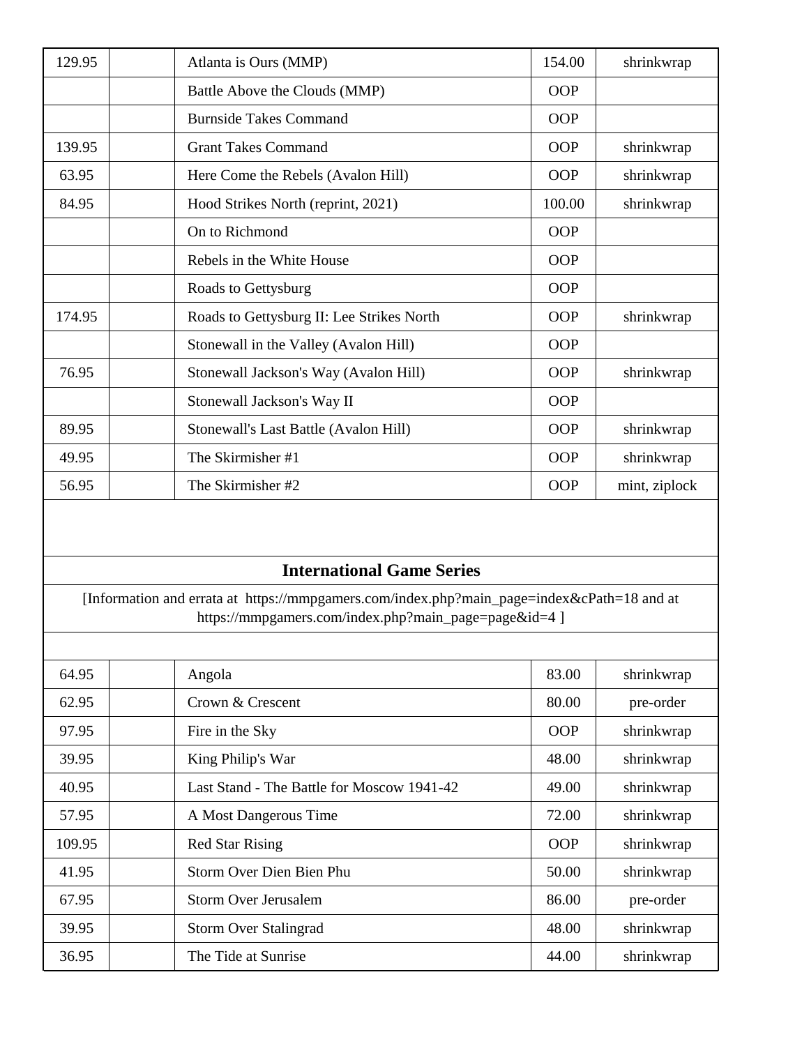| | | | | |
|---|---|---|---|---|
| 129.95 | | Atlanta is Ours (MMP) | 154.00 | shrinkwrap |
| | | Battle Above the Clouds (MMP) | OOP | |
| | | Burnside Takes Command | OOP | |
| 139.95 | | Grant Takes Command | OOP | shrinkwrap |
| 63.95 | | Here Come the Rebels (Avalon Hill) | OOP | shrinkwrap |
| 84.95 | | Hood Strikes North (reprint, 2021) | 100.00 | shrinkwrap |
| | | On to Richmond | OOP | |
| | | Rebels in the White House | OOP | |
| | | Roads to Gettysburg | OOP | |
| 174.95 | | Roads to Gettysburg II: Lee Strikes North | OOP | shrinkwrap |
| | | Stonewall in the Valley (Avalon Hill) | OOP | |
| 76.95 | | Stonewall Jackson's Way (Avalon Hill) | OOP | shrinkwrap |
| | | Stonewall Jackson's Way II | OOP | |
| 89.95 | | Stonewall's Last Battle (Avalon Hill) | OOP | shrinkwrap |
| 49.95 | | The Skirmisher #1 | OOP | shrinkwrap |
| 56.95 | | The Skirmisher #2 | OOP | mint, ziplock |

## International Game Series

[Information and errata at https://mmpgamers.com/index.php?main_page=index&cPath=18 and at https://mmpgamers.com/index.php?main_page=page&id=4 ]

| | | | | |
|---|---|---|---|---|
| 64.95 | | Angola | 83.00 | shrinkwrap |
| 62.95 | | Crown & Crescent | 80.00 | pre-order |
| 97.95 | | Fire in the Sky | OOP | shrinkwrap |
| 39.95 | | King Philip's War | 48.00 | shrinkwrap |
| 40.95 | | Last Stand - The Battle for Moscow 1941-42 | 49.00 | shrinkwrap |
| 57.95 | | A Most Dangerous Time | 72.00 | shrinkwrap |
| 109.95 | | Red Star Rising | OOP | shrinkwrap |
| 41.95 | | Storm Over Dien Bien Phu | 50.00 | shrinkwrap |
| 67.95 | | Storm Over Jerusalem | 86.00 | pre-order |
| 39.95 | | Storm Over Stalingrad | 48.00 | shrinkwrap |
| 36.95 | | The Tide at Sunrise | 44.00 | shrinkwrap |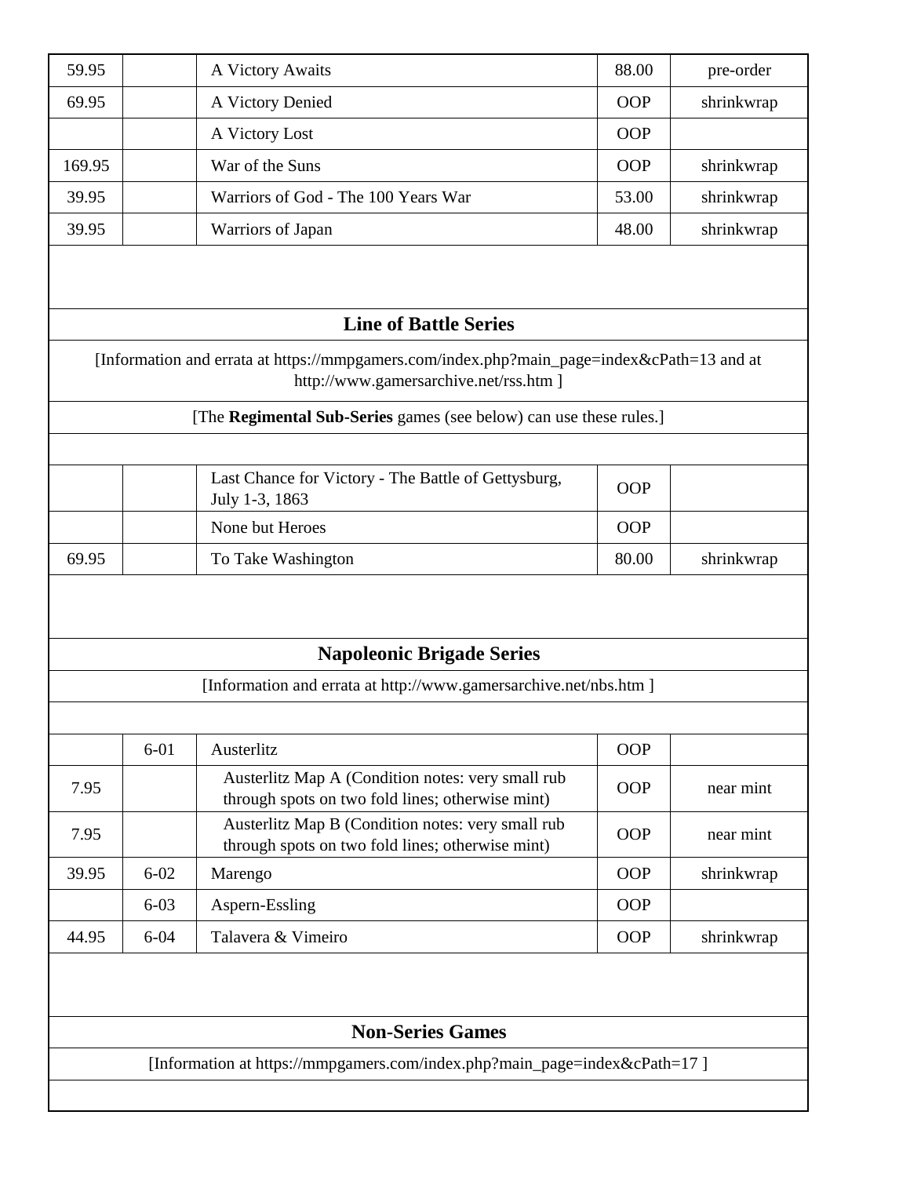| | | | | |
|---|---|---|---|---|
| 59.95 | | A Victory Awaits | 88.00 | pre-order |
| 69.95 | | A Victory Denied | OOP | shrinkwrap |
| | | A Victory Lost | OOP | |
| 169.95 | | War of the Suns | OOP | shrinkwrap |
| 39.95 | | Warriors of God - The 100 Years War | 53.00 | shrinkwrap |
| 39.95 | | Warriors of Japan | 48.00 | shrinkwrap |

## Line of Battle Series

[Information and errata at https://mmpgamers.com/index.php?main_page=index&cPath=13 and at http://www.gamersarchive.net/rss.htm ]

[The **Regimental Sub-Series** games (see below) can use these rules.]

| | | | | |
|---|---|---|---|---|
| | | Last Chance for Victory - The Battle of Gettysburg, July 1-3, 1863 | OOP | |
| | | None but Heroes | OOP | |
| 69.95 | | To Take Washington | 80.00 | shrinkwrap |

## Napoleonic Brigade Series

[Information and errata at http://www.gamersarchive.net/nbs.htm ]

| | | | | |
|---|---|---|---|---|
| | 6-01 | Austerlitz | OOP | |
| 7.95 | | Austerlitz Map A (Condition notes: very small rub through spots on two fold lines; otherwise mint) | OOP | near mint |
| 7.95 | | Austerlitz Map B (Condition notes: very small rub through spots on two fold lines; otherwise mint) | OOP | near mint |
| 39.95 | 6-02 | Marengo | OOP | shrinkwrap |
| | 6-03 | Aspern-Essling | OOP | |
| 44.95 | 6-04 | Talavera & Vimeiro | OOP | shrinkwrap |

## Non-Series Games

[Information at https://mmpgamers.com/index.php?main_page=index&cPath=17 ]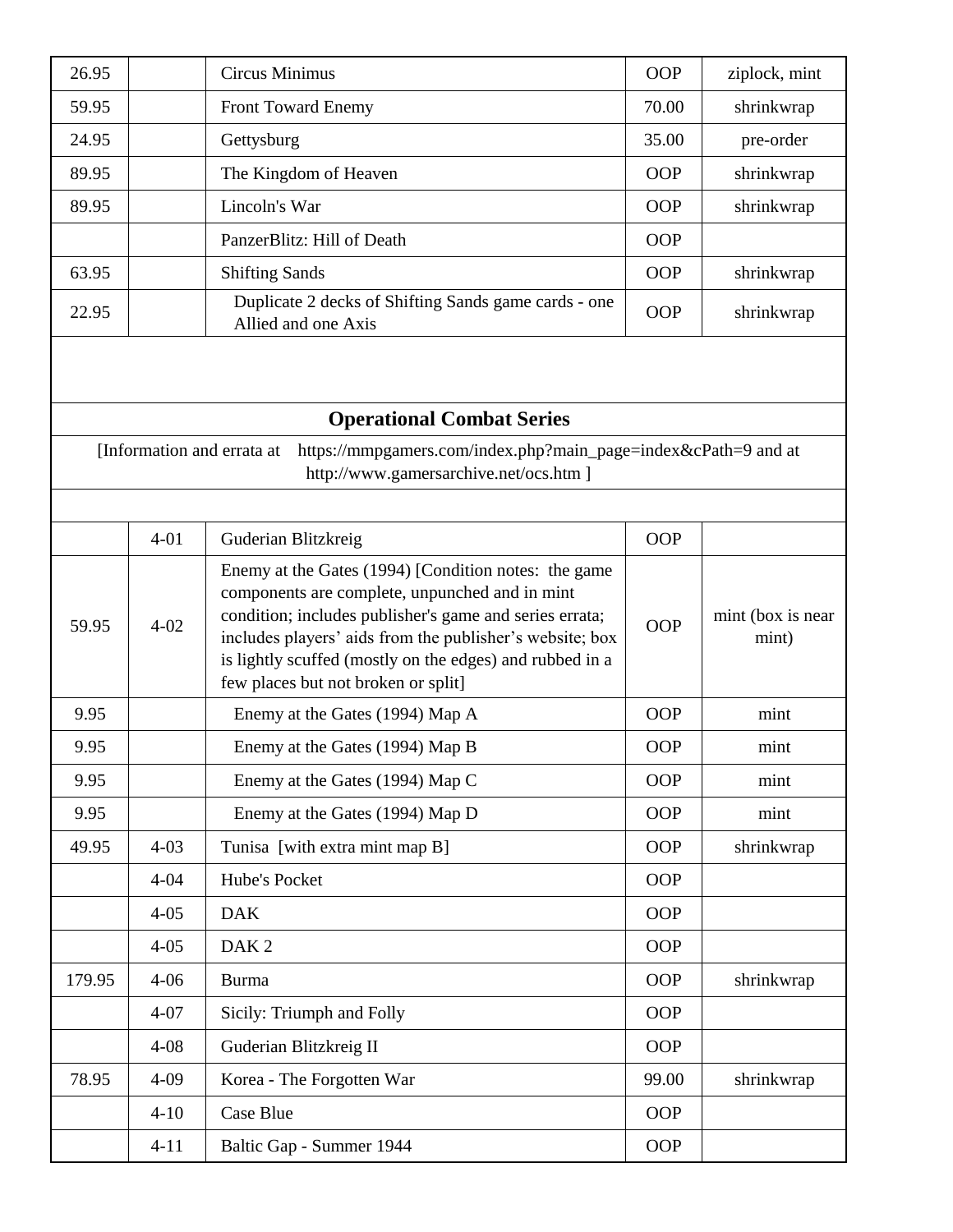| | | | | |
|---|---|---|---|---|
| 26.95 | | Circus Minimus | OOP | ziplock, mint |
| 59.95 | | Front Toward Enemy | 70.00 | shrinkwrap |
| 24.95 | | Gettysburg | 35.00 | pre-order |
| 89.95 | | The Kingdom of Heaven | OOP | shrinkwrap |
| 89.95 | | Lincoln's War | OOP | shrinkwrap |
| | | PanzerBlitz: Hill of Death | OOP | |
| 63.95 | | Shifting Sands | OOP | shrinkwrap |
| 22.95 | | Duplicate 2 decks of Shifting Sands game cards - one Allied and one Axis | OOP | shrinkwrap |
| | | | | |
| | | **Operational Combat Series** | | |
| | | [Information and errata at https://mmpgamers.com/index.php?main_page=index&cPath=9 and at http://www.gamersarchive.net/ocs.htm ] | | |
| | | | | |
| | 4-01 | Guderian Blitzkreig | OOP | |
| 59.95 | 4-02 | Enemy at the Gates (1994) [Condition notes: the game components are complete, unpunched and in mint condition; includes publisher's game and series errata; includes players' aids from the publisher's website; box is lightly scuffed (mostly on the edges) and rubbed in a few places but not broken or split] | OOP | mint (box is near mint) |
| 9.95 | | Enemy at the Gates (1994) Map A | OOP | mint |
| 9.95 | | Enemy at the Gates (1994) Map B | OOP | mint |
| 9.95 | | Enemy at the Gates (1994) Map C | OOP | mint |
| 9.95 | | Enemy at the Gates (1994) Map D | OOP | mint |
| 49.95 | 4-03 | Tunisa [with extra mint map B] | OOP | shrinkwrap |
| | 4-04 | Hube's Pocket | OOP | |
| | 4-05 | DAK | OOP | |
| | 4-05 | DAK 2 | OOP | |
| 179.95 | 4-06 | Burma | OOP | shrinkwrap |
| | 4-07 | Sicily: Triumph and Folly | OOP | |
| | 4-08 | Guderian Blitzkreig II | OOP | |
| 78.95 | 4-09 | Korea - The Forgotten War | 99.00 | shrinkwrap |
| | 4-10 | Case Blue | OOP | |
| | 4-11 | Baltic Gap - Summer 1944 | OOP | |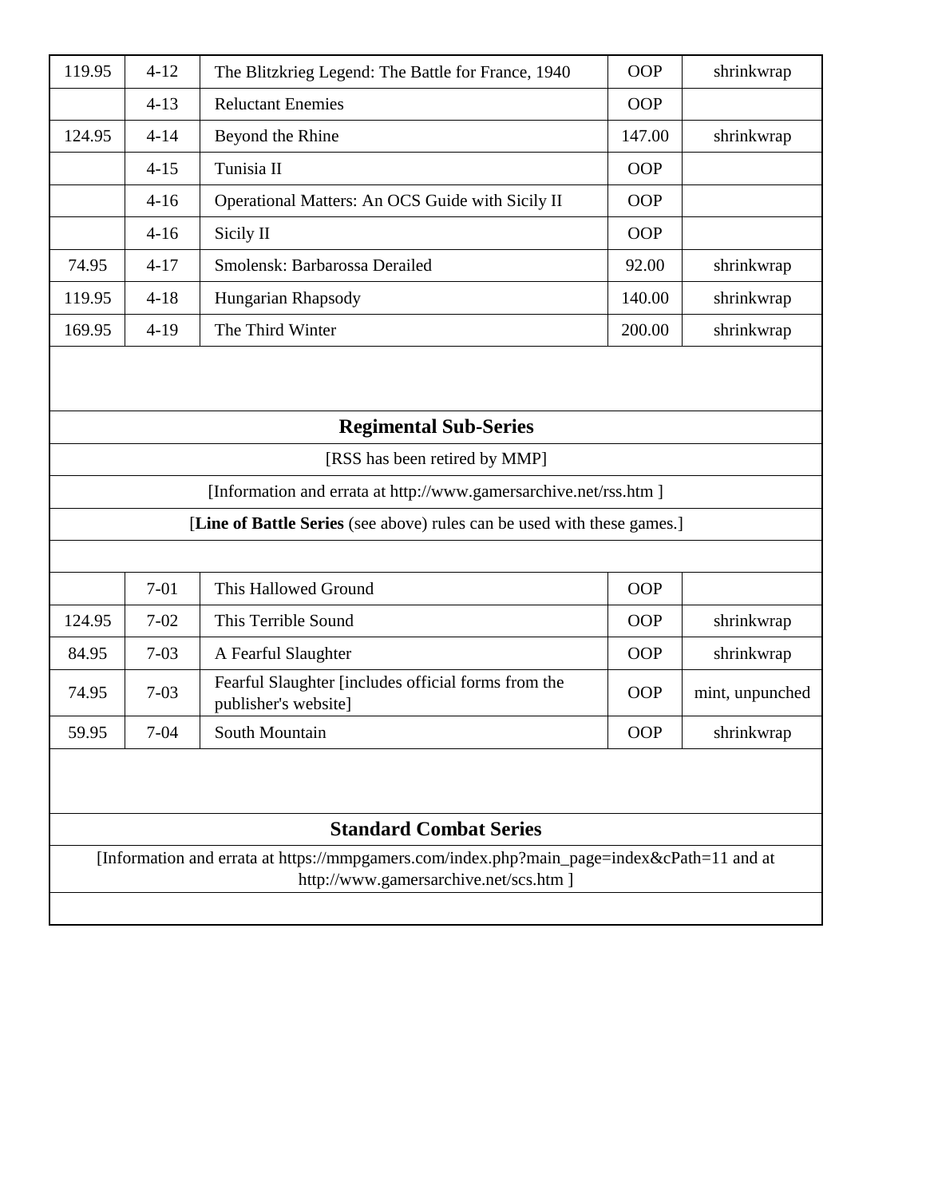| | | | | |
|---|---|---|---|---|
| 119.95 | 4-12 | The Blitzkrieg Legend: The Battle for France, 1940 | OOP | shrinkwrap |
| | 4-13 | Reluctant Enemies | OOP | |
| 124.95 | 4-14 | Beyond the Rhine | 147.00 | shrinkwrap |
| | 4-15 | Tunisia II | OOP | |
| | 4-16 | Operational Matters: An OCS Guide with Sicily II | OOP | |
| | 4-16 | Sicily II | OOP | |
| 74.95 | 4-17 | Smolensk: Barbarossa Derailed | 92.00 | shrinkwrap |
| 119.95 | 4-18 | Hungarian Rhapsody | 140.00 | shrinkwrap |
| 169.95 | 4-19 | The Third Winter | 200.00 | shrinkwrap |

## Regimental Sub-Series

[RSS has been retired by MMP]

[Information and errata at http://www.gamersarchive.net/rss.htm ]

[**Line of Battle Series** (see above) rules can be used with these games.]

| | | | | |
|---|---|---|---|---|
| | 7-01 | This Hallowed Ground | OOP | |
| 124.95 | 7-02 | This Terrible Sound | OOP | shrinkwrap |
| 84.95 | 7-03 | A Fearful Slaughter | OOP | shrinkwrap |
| 74.95 | 7-03 | Fearful Slaughter [includes official forms from the publisher's website] | OOP | mint, unpunched |
| 59.95 | 7-04 | South Mountain | OOP | shrinkwrap |

## Standard Combat Series

[Information and errata at https://mmpgamers.com/index.php?main_page=index&cPath=11 and at http://www.gamersarchive.net/scs.htm ]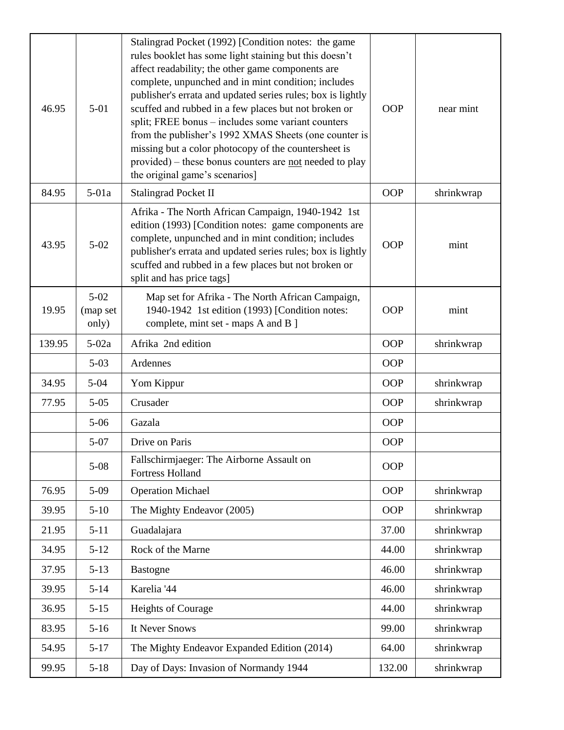| | | | | |
|---|---|---|---|---|
| 46.95 | 5-01 | Stalingrad Pocket (1992) [Condition notes: the game rules booklet has some light staining but this doesn't affect readability; the other game components are complete, unpunched and in mint condition; includes publisher's errata and updated series rules; box is lightly scuffed and rubbed in a few places but not broken or split; FREE bonus – includes some variant counters from the publisher's 1992 XMAS Sheets (one counter is missing but a color photocopy of the countersheet is provided) – these bonus counters are not needed to play the original game's scenarios] | OOP | near mint |
| 84.95 | 5-01a | Stalingrad Pocket II | OOP | shrinkwrap |
| 43.95 | 5-02 | Afrika - The North African Campaign, 1940-1942 1st edition (1993) [Condition notes: game components are complete, unpunched and in mint condition; includes publisher's errata and updated series rules; box is lightly scuffed and rubbed in a few places but not broken or split and has price tags] | OOP | mint |
| 19.95 | 5-02 (map set only) | Map set for Afrika - The North African Campaign, 1940-1942 1st edition (1993) [Condition notes: complete, mint set - maps A and B ] | OOP | mint |
| 139.95 | 5-02a | Afrika 2nd edition | OOP | shrinkwrap |
| | 5-03 | Ardennes | OOP | |
| 34.95 | 5-04 | Yom Kippur | OOP | shrinkwrap |
| 77.95 | 5-05 | Crusader | OOP | shrinkwrap |
| | 5-06 | Gazala | OOP | |
| | 5-07 | Drive on Paris | OOP | |
| | 5-08 | Fallschirmjaeger: The Airborne Assault on Fortress Holland | OOP | |
| 76.95 | 5-09 | Operation Michael | OOP | shrinkwrap |
| 39.95 | 5-10 | The Mighty Endeavor (2005) | OOP | shrinkwrap |
| 21.95 | 5-11 | Guadalajara | 37.00 | shrinkwrap |
| 34.95 | 5-12 | Rock of the Marne | 44.00 | shrinkwrap |
| 37.95 | 5-13 | Bastogne | 46.00 | shrinkwrap |
| 39.95 | 5-14 | Karelia '44 | 46.00 | shrinkwrap |
| 36.95 | 5-15 | Heights of Courage | 44.00 | shrinkwrap |
| 83.95 | 5-16 | It Never Snows | 99.00 | shrinkwrap |
| 54.95 | 5-17 | The Mighty Endeavor Expanded Edition (2014) | 64.00 | shrinkwrap |
| 99.95 | 5-18 | Day of Days: Invasion of Normandy 1944 | 132.00 | shrinkwrap |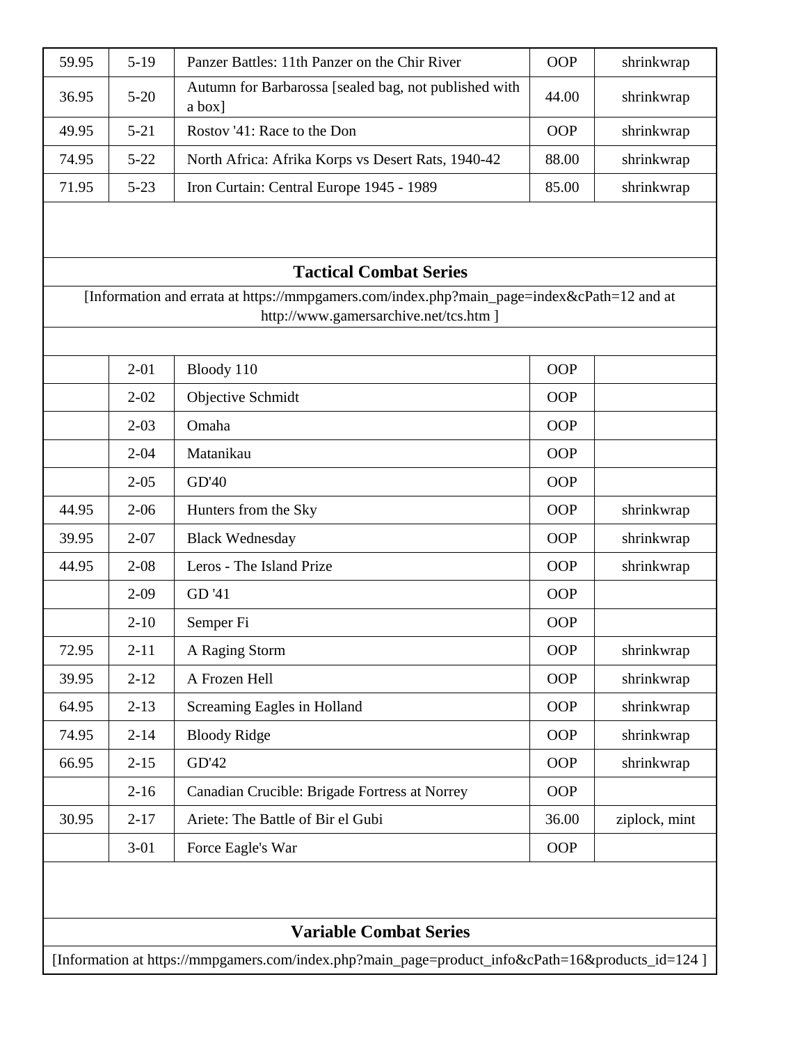| | | | | |
|---|---|---|---|---|
| 59.95 | 5-19 | Panzer Battles: 11th Panzer on the Chir River | OOP | shrinkwrap |
| 36.95 | 5-20 | Autumn for Barbarossa [sealed bag, not published with a box] | 44.00 | shrinkwrap |
| 49.95 | 5-21 | Rostov '41: Race to the Don | OOP | shrinkwrap |
| 74.95 | 5-22 | North Africa: Afrika Korps vs Desert Rats, 1940-42 | 88.00 | shrinkwrap |
| 71.95 | 5-23 | Iron Curtain: Central Europe 1945 - 1989 | 85.00 | shrinkwrap |

## Tactical Combat Series

[Information and errata at https://mmpgamers.com/index.php?main_page=index&cPath=12 and at http://www.gamersarchive.net/tcs.htm ]

| | | | | |
|---|---|---|---|---|
| | 2-01 | Bloody 110 | OOP | |
| | 2-02 | Objective Schmidt | OOP | |
| | 2-03 | Omaha | OOP | |
| | 2-04 | Matanikau | OOP | |
| | 2-05 | GD'40 | OOP | |
| 44.95 | 2-06 | Hunters from the Sky | OOP | shrinkwrap |
| 39.95 | 2-07 | Black Wednesday | OOP | shrinkwrap |
| 44.95 | 2-08 | Leros - The Island Prize | OOP | shrinkwrap |
| | 2-09 | GD '41 | OOP | |
| | 2-10 | Semper Fi | OOP | |
| 72.95 | 2-11 | A Raging Storm | OOP | shrinkwrap |
| 39.95 | 2-12 | A Frozen Hell | OOP | shrinkwrap |
| 64.95 | 2-13 | Screaming Eagles in Holland | OOP | shrinkwrap |
| 74.95 | 2-14 | Bloody Ridge | OOP | shrinkwrap |
| 66.95 | 2-15 | GD'42 | OOP | shrinkwrap |
| | 2-16 | Canadian Crucible: Brigade Fortress at Norrey | OOP | |
| 30.95 | 2-17 | Ariete: The Battle of Bir el Gubi | 36.00 | ziplock, mint |
| | 3-01 | Force Eagle's War | OOP | |

## Variable Combat Series

[Information at https://mmpgamers.com/index.php?main_page=product_info&cPath=16&products_id=124 ]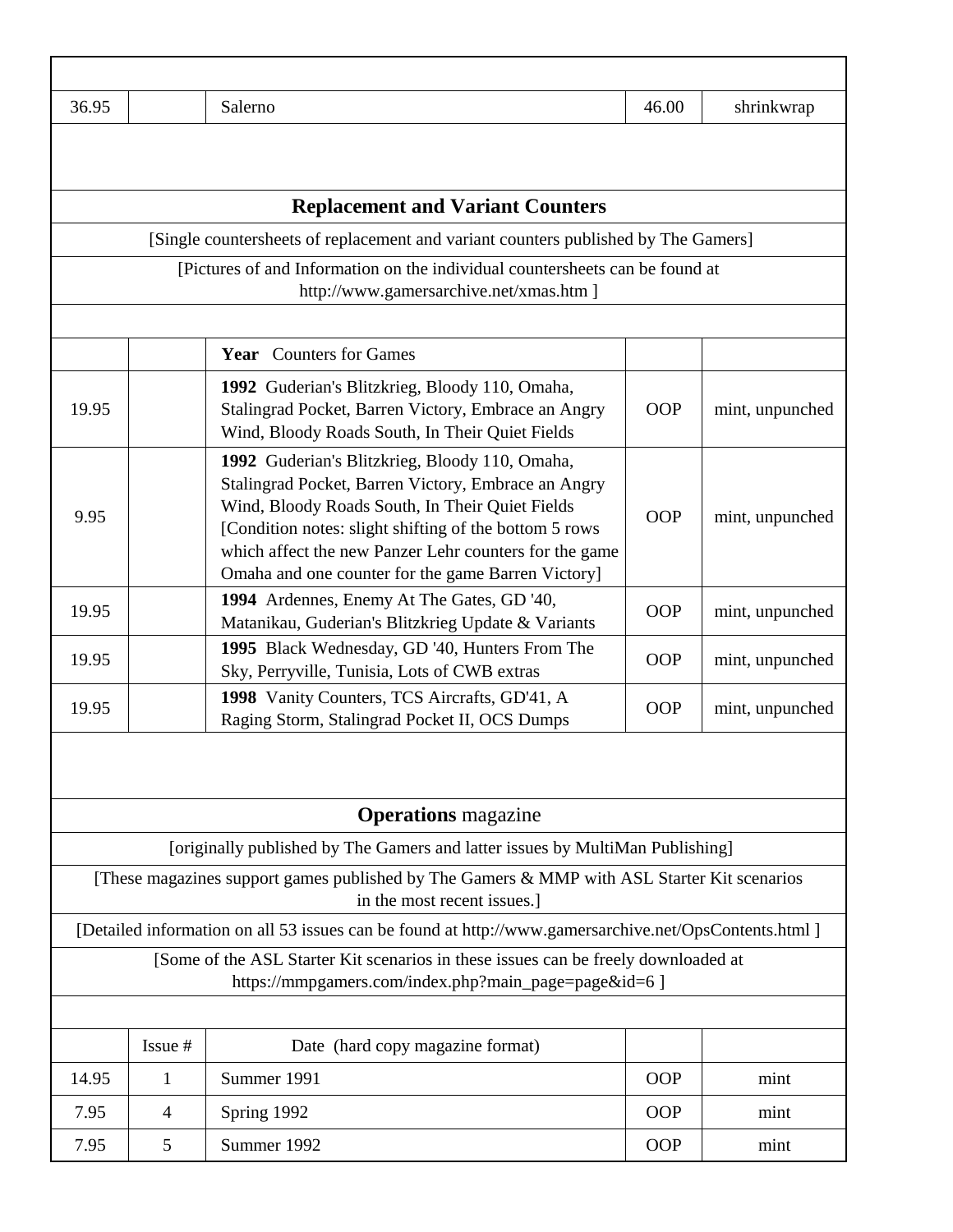| | | | | |
|---|---|---|---|---|
| 36.95 | | Salerno | 46.00 | shrinkwrap |

## Replacement and Variant Counters

[Single countersheets of replacement and variant counters published by The Gamers]

[Pictures of and Information on the individual countersheets can be found at http://www.gamersarchive.net/xmas.htm ]

| | | **Year** Counters for Games | | |
|---|---|---|---|---|
| 19.95 | | **1992** Guderian's Blitzkrieg, Bloody 110, Omaha, Stalingrad Pocket, Barren Victory, Embrace an Angry Wind, Bloody Roads South, In Their Quiet Fields | OOP | mint, unpunched |
| 9.95 | | **1992** Guderian's Blitzkrieg, Bloody 110, Omaha, Stalingrad Pocket, Barren Victory, Embrace an Angry Wind, Bloody Roads South, In Their Quiet Fields [Condition notes: slight shifting of the bottom 5 rows which affect the new Panzer Lehr counters for the game Omaha and one counter for the game Barren Victory] | OOP | mint, unpunched |
| 19.95 | | **1994** Ardennes, Enemy At The Gates, GD '40, Matanikau, Guderian's Blitzkrieg Update & Variants | OOP | mint, unpunched |
| 19.95 | | **1995** Black Wednesday, GD '40, Hunters From The Sky, Perryville, Tunisia, Lots of CWB extras | OOP | mint, unpunched |
| 19.95 | | **1998** Vanity Counters, TCS Aircrafts, GD'41, A Raging Storm, Stalingrad Pocket II, OCS Dumps | OOP | mint, unpunched |

## **Operations** magazine

[originally published by The Gamers and latter issues by MultiMan Publishing]

[These magazines support games published by The Gamers & MMP with ASL Starter Kit scenarios in the most recent issues.]

[Detailed information on all 53 issues can be found at http://www.gamersarchive.net/OpsContents.html ]

[Some of the ASL Starter Kit scenarios in these issues can be freely downloaded at https://mmpgamers.com/index.php?main_page=page&id=6 ]

| | Issue # | Date (hard copy magazine format) | | |
|---|---|---|---|---|
| 14.95 | 1 | Summer 1991 | OOP | mint |
| 7.95 | 4 | Spring 1992 | OOP | mint |
| 7.95 | 5 | Summer 1992 | OOP | mint |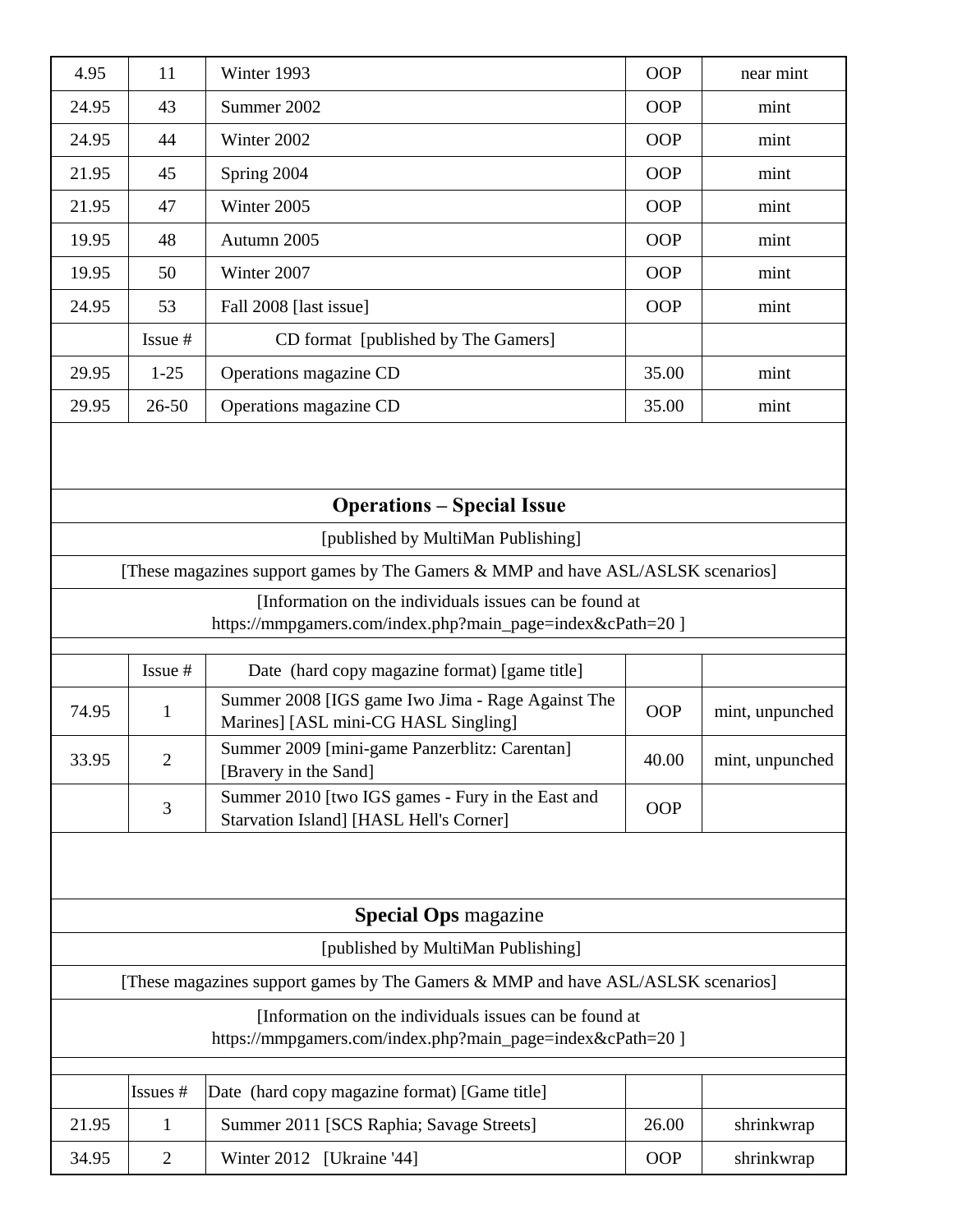| | | | | |
|---|---|---|---|---|
| 4.95 | 11 | Winter 1993 | OOP | near mint |
| 24.95 | 43 | Summer 2002 | OOP | mint |
| 24.95 | 44 | Winter 2002 | OOP | mint |
| 21.95 | 45 | Spring 2004 | OOP | mint |
| 21.95 | 47 | Winter 2005 | OOP | mint |
| 19.95 | 48 | Autumn 2005 | OOP | mint |
| 19.95 | 50 | Winter 2007 | OOP | mint |
| 24.95 | 53 | Fall 2008 [last issue] | OOP | mint |
| | Issue # | CD format [published by The Gamers] | | |
| 29.95 | 1-25 | Operations magazine CD | 35.00 | mint |
| 29.95 | 26-50 | Operations magazine CD | 35.00 | mint |

## Operations – Special Issue

[published by MultiMan Publishing]

[These magazines support games by The Gamers & MMP and have ASL/ASLSK scenarios]

[Information on the individuals issues can be found at https://mmpgamers.com/index.php?main_page=index&cPath=20 ]

| | Issue # | Date (hard copy magazine format) [game title] | | |
|---|---|---|---|---|
| 74.95 | 1 | Summer 2008 [IGS game Iwo Jima - Rage Against The Marines] [ASL mini-CG HASL Singling] | OOP | mint, unpunched |
| 33.95 | 2 | Summer 2009 [mini-game Panzerblitz: Carentan] [Bravery in the Sand] | 40.00 | mint, unpunched |
| | 3 | Summer 2010 [two IGS games - Fury in the East and Starvation Island] [HASL Hell's Corner] | OOP | |

## **Special Ops** magazine

[published by MultiMan Publishing]

[These magazines support games by The Gamers & MMP and have ASL/ASLSK scenarios]

[Information on the individuals issues can be found at https://mmpgamers.com/index.php?main_page=index&cPath=20 ]

| | Issues # | Date (hard copy magazine format) [Game title] | | |
|---|---|---|---|---|
| 21.95 | 1 | Summer 2011 [SCS Raphia; Savage Streets] | 26.00 | shrinkwrap |
| 34.95 | 2 | Winter 2012 [Ukraine '44] | OOP | shrinkwrap |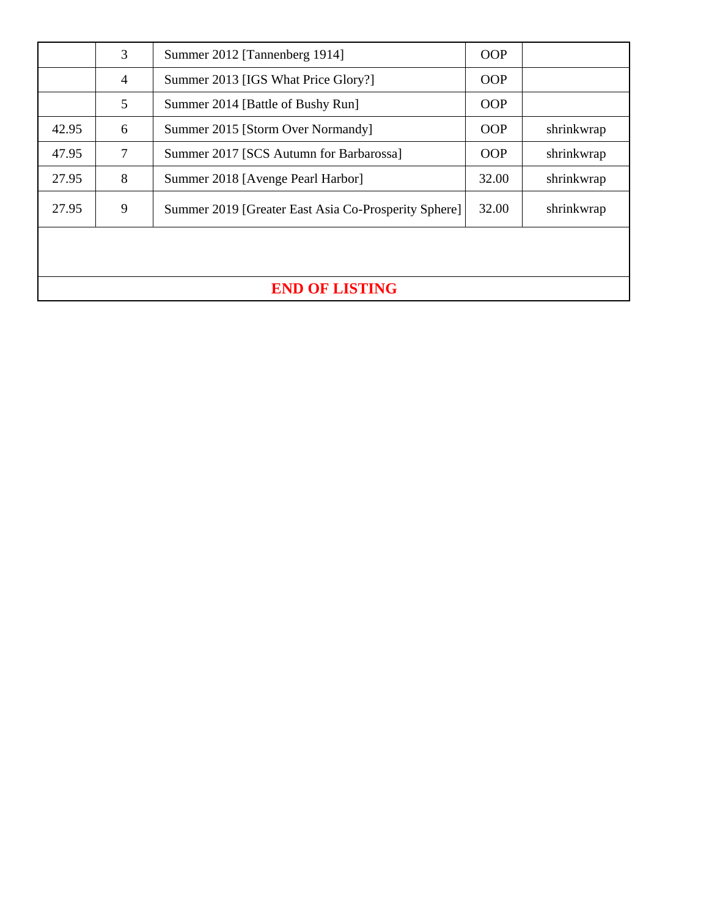| | | | | |
|---|---|---|---|---|
| | 3 | Summer 2012 [Tannenberg 1914] | OOP | |
| | 4 | Summer 2013 [IGS What Price Glory?] | OOP | |
| | 5 | Summer 2014 [Battle of Bushy Run] | OOP | |
| 42.95 | 6 | Summer 2015 [Storm Over Normandy] | OOP | shrinkwrap |
| 47.95 | 7 | Summer 2017 [SCS Autumn for Barbarossa] | OOP | shrinkwrap |
| 27.95 | 8 | Summer 2018 [Avenge Pearl Harbor] | 32.00 | shrinkwrap |
| 27.95 | 9 | Summer 2019 [Greater East Asia Co-Prosperity Sphere] | 32.00 | shrinkwrap |

**END OF LISTING**